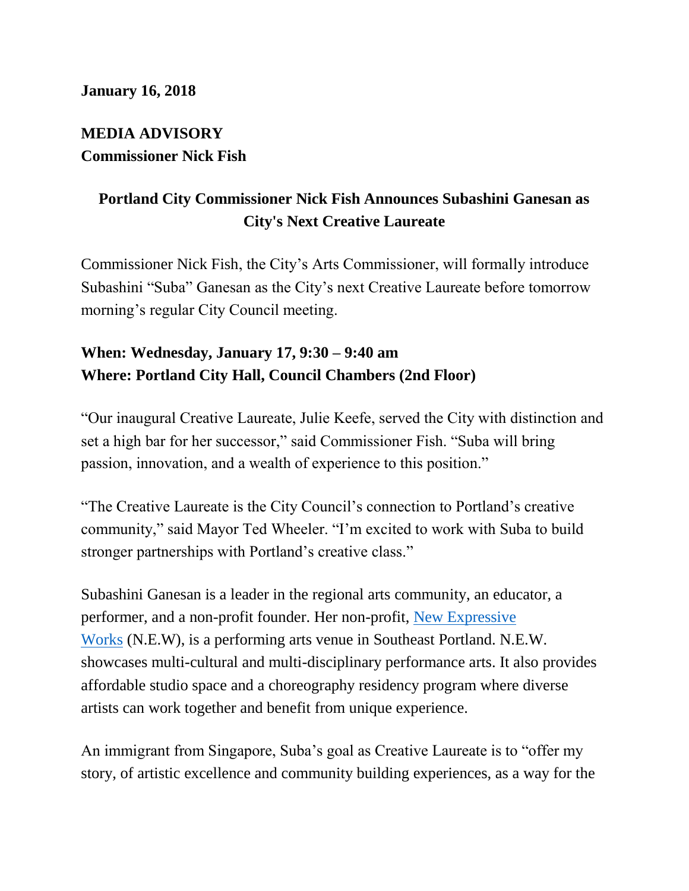**January 16, 2018**

**MEDIA ADVISORY**
**Commissioner Nick Fish**

## Portland City Commissioner Nick Fish Announces Subashini Ganesan as City's Next Creative Laureate

Commissioner Nick Fish, the City's Arts Commissioner, will formally introduce Subashini "Suba" Ganesan as the City's next Creative Laureate before tomorrow morning's regular City Council meeting.

**When: Wednesday, January 17, 9:30 – 9:40 am**
**Where: Portland City Hall, Council Chambers (2nd Floor)**

"Our inaugural Creative Laureate, Julie Keefe, served the City with distinction and set a high bar for her successor," said Commissioner Fish. "Suba will bring passion, innovation, and a wealth of experience to this position."

"The Creative Laureate is the City Council's connection to Portland's creative community," said Mayor Ted Wheeler. "I'm excited to work with Suba to build stronger partnerships with Portland's creative class."

Subashini Ganesan is a leader in the regional arts community, an educator, a performer, and a non-profit founder. Her non-profit, New Expressive Works (N.E.W), is a performing arts venue in Southeast Portland. N.E.W. showcases multi-cultural and multi-disciplinary performance arts. It also provides affordable studio space and a choreography residency program where diverse artists can work together and benefit from unique experience.

An immigrant from Singapore, Suba's goal as Creative Laureate is to "offer my story, of artistic excellence and community building experiences, as a way for the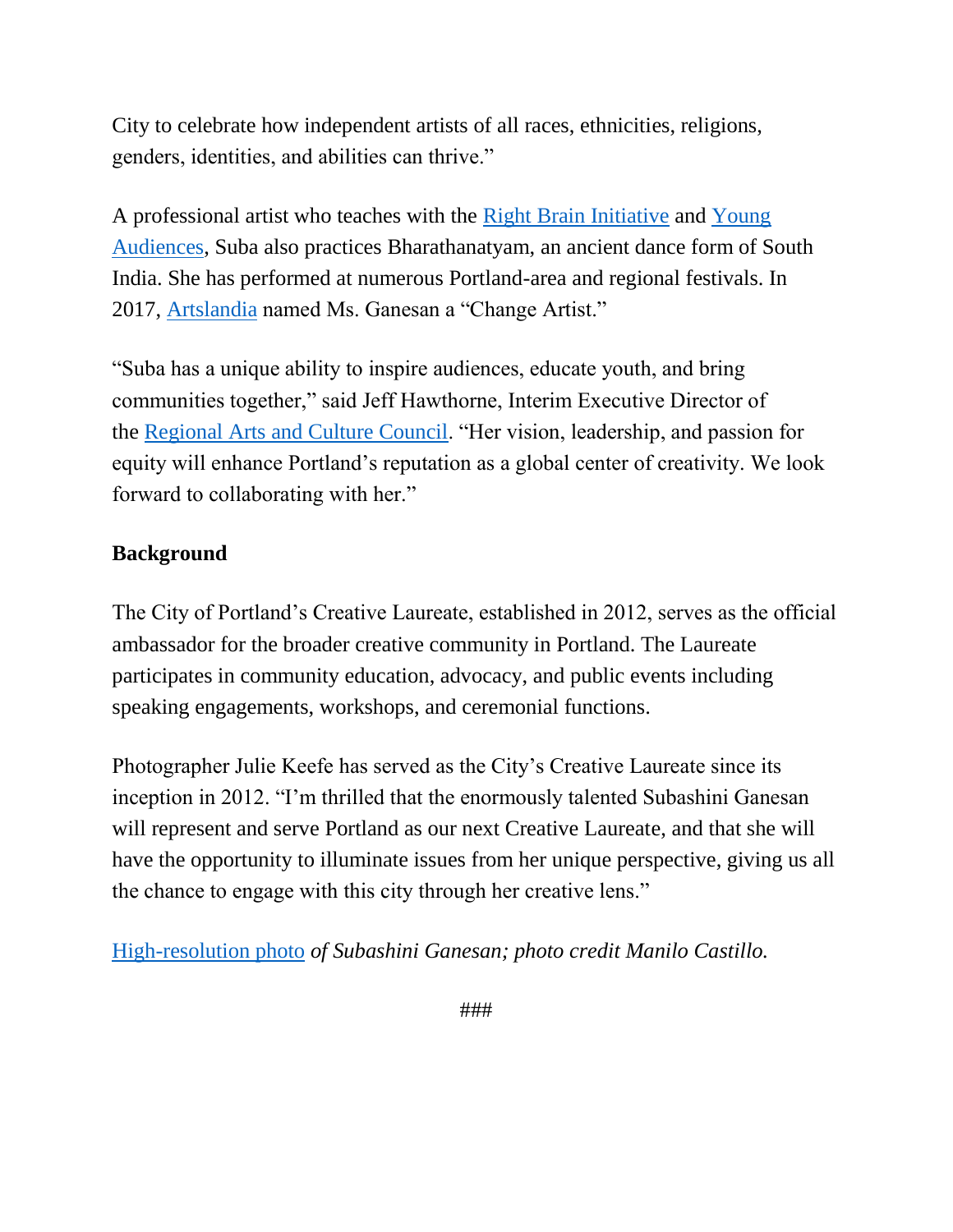City to celebrate how independent artists of all races, ethnicities, religions, genders, identities, and abilities can thrive."

A professional artist who teaches with the [Right Brain Initiative] and [Young Audiences], Suba also practices Bharathanatyam, an ancient dance form of South India. She has performed at numerous Portland-area and regional festivals. In 2017, [Artslandia] named Ms. Ganesan a "Change Artist."

"Suba has a unique ability to inspire audiences, educate youth, and bring communities together," said Jeff Hawthorne, Interim Executive Director of the [Regional Arts and Culture Council]. "Her vision, leadership, and passion for equity will enhance Portland's reputation as a global center of creativity. We look forward to collaborating with her."

**Background**

The City of Portland's Creative Laureate, established in 2012, serves as the official ambassador for the broader creative community in Portland. The Laureate participates in community education, advocacy, and public events including speaking engagements, workshops, and ceremonial functions.

Photographer Julie Keefe has served as the City's Creative Laureate since its inception in 2012. "I'm thrilled that the enormously talented Subashini Ganesan will represent and serve Portland as our next Creative Laureate, and that she will have the opportunity to illuminate issues from her unique perspective, giving us all the chance to engage with this city through her creative lens."

[High-resolution photo] *of Subashini Ganesan; photo credit Manilo Castillo.*

###